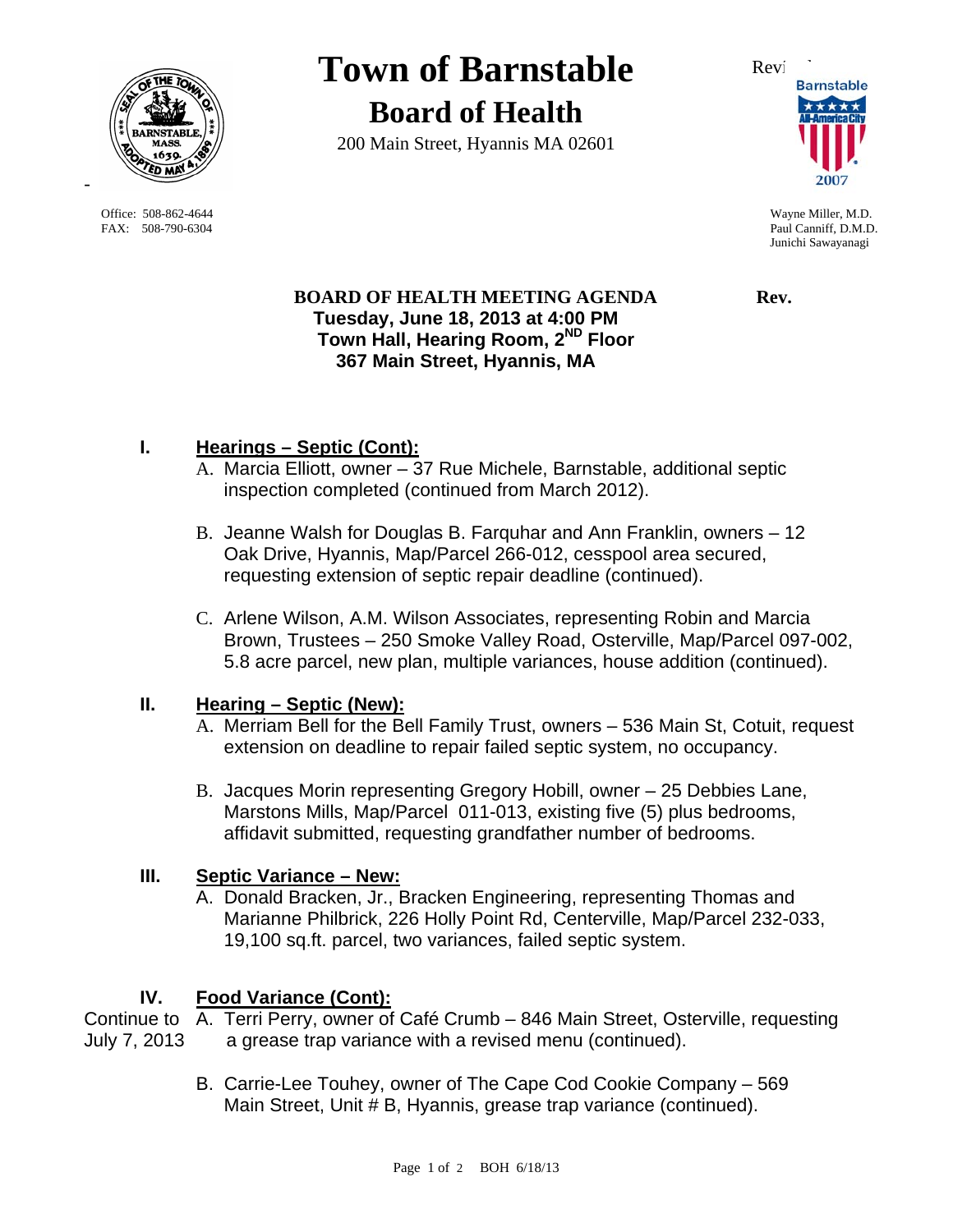# Town of Barnstable

## Board of Health

200 Main Street, Hyannis MA 02601

Revi

Office: 508-862-4644
FAX: 508-790-6304

Wayne Miller, M.D.
Paul Canniff, D.M.D.
Junichi Sawayanagi

**BOARD OF HEALTH MEETING AGENDA** **Rev.**
**Tuesday, June 18, 2013 at 4:00 PM**
**Town Hall, Hearing Room, 2ND Floor**
**367 Main Street, Hyannis, MA**

## I. Hearings – Septic (Cont):

A. Marcia Elliott, owner – 37 Rue Michele, Barnstable, additional septic inspection completed (continued from March 2012).

B. Jeanne Walsh for Douglas B. Farquhar and Ann Franklin, owners – 12 Oak Drive, Hyannis, Map/Parcel 266-012, cesspool area secured, requesting extension of septic repair deadline (continued).

C. Arlene Wilson, A.M. Wilson Associates, representing Robin and Marcia Brown, Trustees – 250 Smoke Valley Road, Osterville, Map/Parcel 097-002, 5.8 acre parcel, new plan, multiple variances, house addition (continued).

## II. Hearing – Septic (New):

A. Merriam Bell for the Bell Family Trust, owners – 536 Main St, Cotuit, request extension on deadline to repair failed septic system, no occupancy.

B. Jacques Morin representing Gregory Hobill, owner – 25 Debbies Lane, Marstons Mills, Map/Parcel 011-013, existing five (5) plus bedrooms, affidavit submitted, requesting grandfather number of bedrooms.

## III. Septic Variance – New:

A. Donald Bracken, Jr., Bracken Engineering, representing Thomas and Marianne Philbrick, 226 Holly Point Rd, Centerville, Map/Parcel 232-033, 19,100 sq.ft. parcel, two variances, failed septic system.

## IV. Food Variance (Cont):

Continue to July 7, 2013

A. Terri Perry, owner of Café Crumb – 846 Main Street, Osterville, requesting a grease trap variance with a revised menu (continued).

B. Carrie-Lee Touhey, owner of The Cape Cod Cookie Company – 569 Main Street, Unit # B, Hyannis, grease trap variance (continued).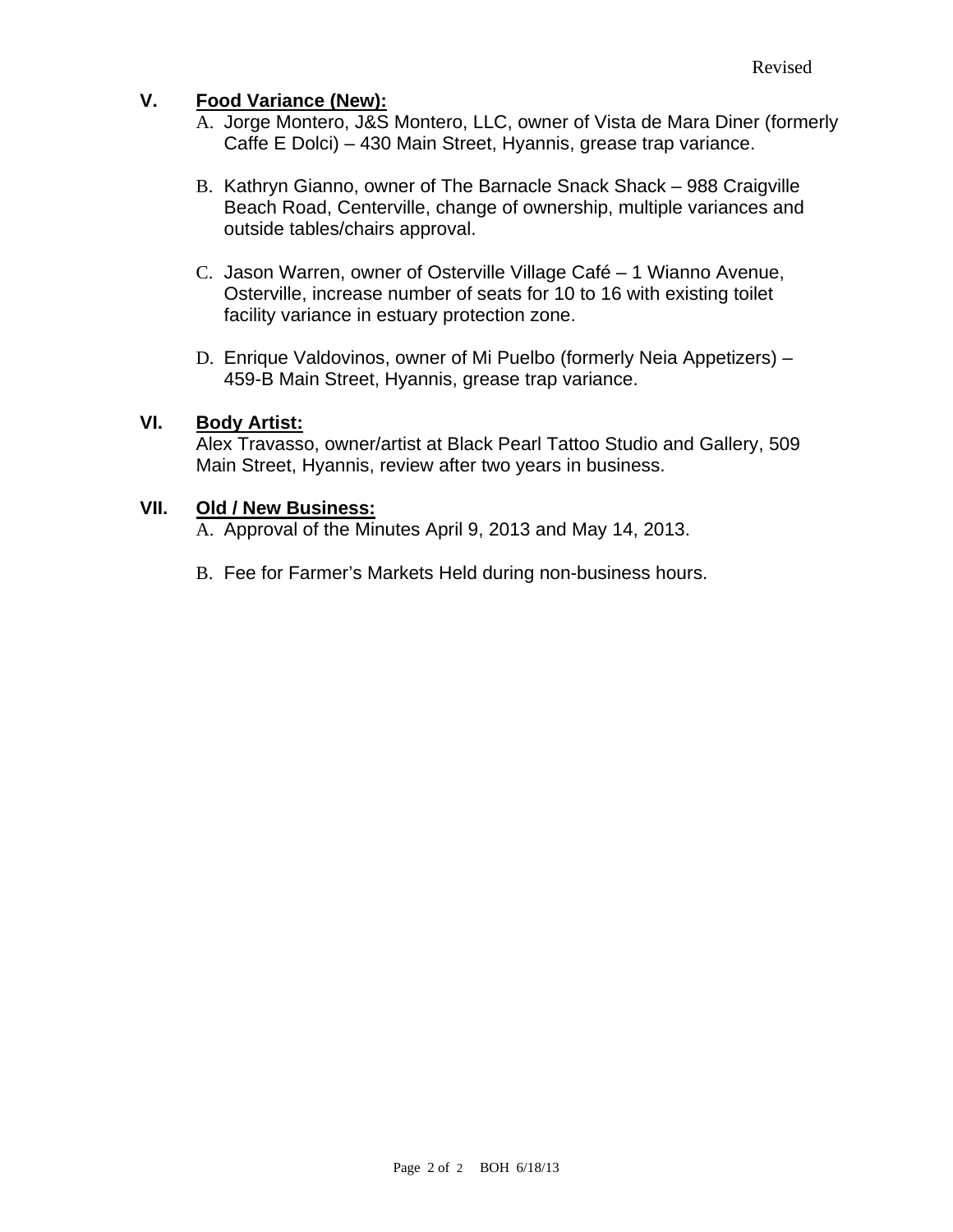Revised

## V. Food Variance (New):

A. Jorge Montero, J&S Montero, LLC, owner of Vista de Mara Diner (formerly Caffe E Dolci) – 430 Main Street, Hyannis, grease trap variance.

B. Kathryn Gianno, owner of The Barnacle Snack Shack – 988 Craigville Beach Road, Centerville, change of ownership, multiple variances and outside tables/chairs approval.

C. Jason Warren, owner of Osterville Village Café – 1 Wianno Avenue, Osterville, increase number of seats for 10 to 16 with existing toilet facility variance in estuary protection zone.

D. Enrique Valdovinos, owner of Mi Puelbo (formerly Neia Appetizers) – 459-B Main Street, Hyannis, grease trap variance.

## VI. Body Artist:

Alex Travasso, owner/artist at Black Pearl Tattoo Studio and Gallery, 509 Main Street, Hyannis, review after two years in business.

## VII. Old / New Business:

A. Approval of the Minutes April 9, 2013 and May 14, 2013.

B. Fee for Farmer's Markets Held during non-business hours.